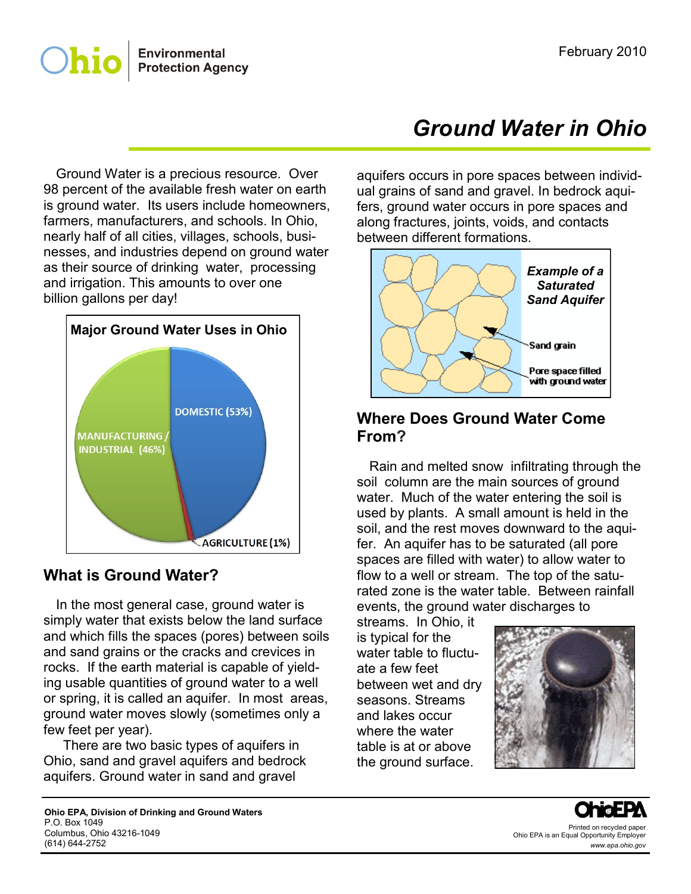February 2010

# Ground Water in Ohio

Ground Water is a precious resource. Over 98 percent of the available fresh water on earth is ground water. Its users include homeowners, farmers, manufacturers, and schools. In Ohio, nearly half of all cities, villages, schools, businesses, and industries depend on ground water as their source of drinking water, processing and irrigation. This amounts to over one billion gallons per day!

**Major Ground Water Uses in Ohio**

- DOMESTIC (53%)
- MANUFACTURING / INDUSTRIAL (46%)
- AGRICULTURE (1%)

## What is Ground Water?

In the most general case, ground water is simply water that exists below the land surface and which fills the spaces (pores) between soils and sand grains or the cracks and crevices in rocks. If the earth material is capable of yielding usable quantities of ground water to a well or spring, it is called an aquifer. In most areas, ground water moves slowly (sometimes only a few feet per year).

There are two basic types of aquifers in Ohio, sand and gravel aquifers and bedrock aquifers. Ground water in sand and gravel aquifers occurs in pore spaces between individual grains of sand and gravel. In bedrock aquifers, ground water occurs in pore spaces and along fractures, joints, voids, and contacts between different formations.

***Example of a Saturated Sand Aquifer***

Sand grain

Pore space filled with ground water

## Where Does Ground Water Come From?

Rain and melted snow infiltrating through the soil column are the main sources of ground water. Much of the water entering the soil is used by plants. A small amount is held in the soil, and the rest moves downward to the aquifer. An aquifer has to be saturated (all pore spaces are filled with water) to allow water to flow to a well or stream. The top of the saturated zone is the water table. Between rainfall events, the ground water discharges to streams. In Ohio, it is typical for the water table to fluctuate a few feet between wet and dry seasons. Streams and lakes occur where the water table is at or above the ground surface.

**Ohio EPA, Division of Drinking and Ground Waters**
P.O. Box 1049
Columbus, Ohio 43216-1049
(614) 644-2752

Printed on recycled paper
Ohio EPA is an Equal Opportunity Employer
*www.epa.ohio.gov*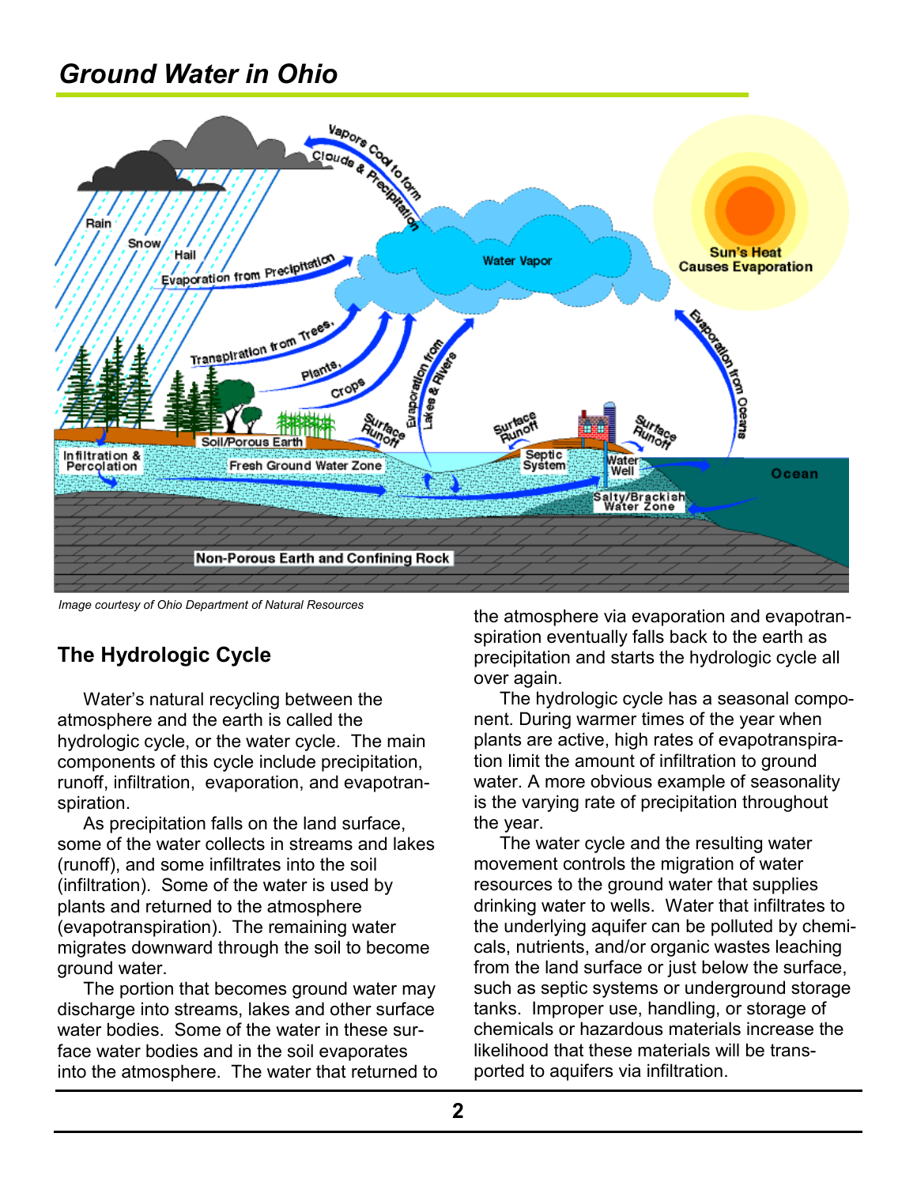## Ground Water in Ohio

*Image courtesy of Ohio Department of Natural Resources*

### The Hydrologic Cycle

Water's natural recycling between the atmosphere and the earth is called the hydrologic cycle, or the water cycle. The main components of this cycle include precipitation, runoff, infiltration, evaporation, and evapotranspiration.

As precipitation falls on the land surface, some of the water collects in streams and lakes (runoff), and some infiltrates into the soil (infiltration). Some of the water is used by plants and returned to the atmosphere (evapotranspiration). The remaining water migrates downward through the soil to become ground water.

The portion that becomes ground water may discharge into streams, lakes and other surface water bodies. Some of the water in these surface water bodies and in the soil evaporates into the atmosphere. The water that returned to the atmosphere via evaporation and evapotranspiration eventually falls back to the earth as precipitation and starts the hydrologic cycle all over again.

The hydrologic cycle has a seasonal component. During warmer times of the year when plants are active, high rates of evapotranspiration limit the amount of infiltration to ground water. A more obvious example of seasonality is the varying rate of precipitation throughout the year.

The water cycle and the resulting water movement controls the migration of water resources to the ground water that supplies drinking water to wells. Water that infiltrates to the underlying aquifer can be polluted by chemicals, nutrients, and/or organic wastes leaching from the land surface or just below the surface, such as septic systems or underground storage tanks. Improper use, handling, or storage of chemicals or hazardous materials increase the likelihood that these materials will be transported to aquifers via infiltration.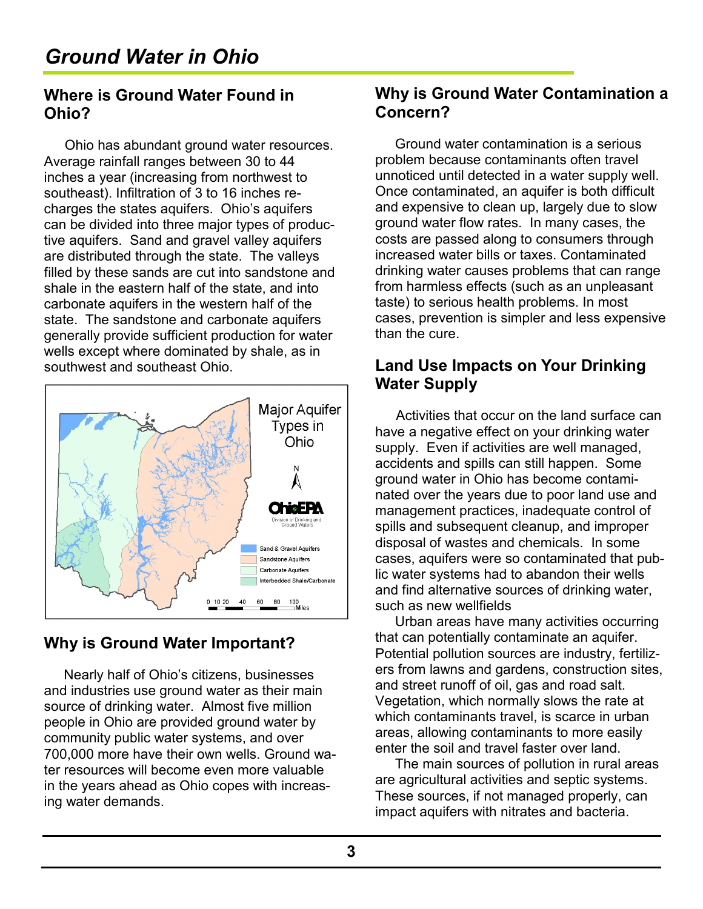# Ground Water in Ohio

## Where is Ground Water Found in Ohio?

Ohio has abundant ground water resources. Average rainfall ranges between 30 to 44 inches a year (increasing from northwest to southeast). Infiltration of 3 to 16 inches recharges the states aquifers. Ohio's aquifers can be divided into three major types of productive aquifers. Sand and gravel valley aquifers are distributed through the state. The valleys filled by these sands are cut into sandstone and shale in the eastern half of the state, and into carbonate aquifers in the western half of the state. The sandstone and carbonate aquifers generally provide sufficient production for water wells except where dominated by shale, as in southwest and southeast Ohio.

Major Aquifer Types in Ohio

Ohio EPA Division of Drinking and Ground Waters

- Sand & Gravel Aquifers
- Sandstone Aquifers
- Carbonate Aquifers
- Interbedded Shale/Carbonate

0 10 20 40 60 80 100 Miles

## Why is Ground Water Important?

Nearly half of Ohio's citizens, businesses and industries use ground water as their main source of drinking water. Almost five million people in Ohio are provided ground water by community public water systems, and over 700,000 more have their own wells. Ground water resources will become even more valuable in the years ahead as Ohio copes with increasing water demands.

## Why is Ground Water Contamination a Concern?

Ground water contamination is a serious problem because contaminants often travel unnoticed until detected in a water supply well. Once contaminated, an aquifer is both difficult and expensive to clean up, largely due to slow ground water flow rates. In many cases, the costs are passed along to consumers through increased water bills or taxes. Contaminated drinking water causes problems that can range from harmless effects (such as an unpleasant taste) to serious health problems. In most cases, prevention is simpler and less expensive than the cure.

## Land Use Impacts on Your Drinking Water Supply

Activities that occur on the land surface can have a negative effect on your drinking water supply. Even if activities are well managed, accidents and spills can still happen. Some ground water in Ohio has become contaminated over the years due to poor land use and management practices, inadequate control of spills and subsequent cleanup, and improper disposal of wastes and chemicals. In some cases, aquifers were so contaminated that public water systems had to abandon their wells and find alternative sources of drinking water, such as new wellfields

Urban areas have many activities occurring that can potentially contaminate an aquifer. Potential pollution sources are industry, fertilizers from lawns and gardens, construction sites, and street runoff of oil, gas and road salt. Vegetation, which normally slows the rate at which contaminants travel, is scarce in urban areas, allowing contaminants to more easily enter the soil and travel faster over land.

The main sources of pollution in rural areas are agricultural activities and septic systems. These sources, if not managed properly, can impact aquifers with nitrates and bacteria.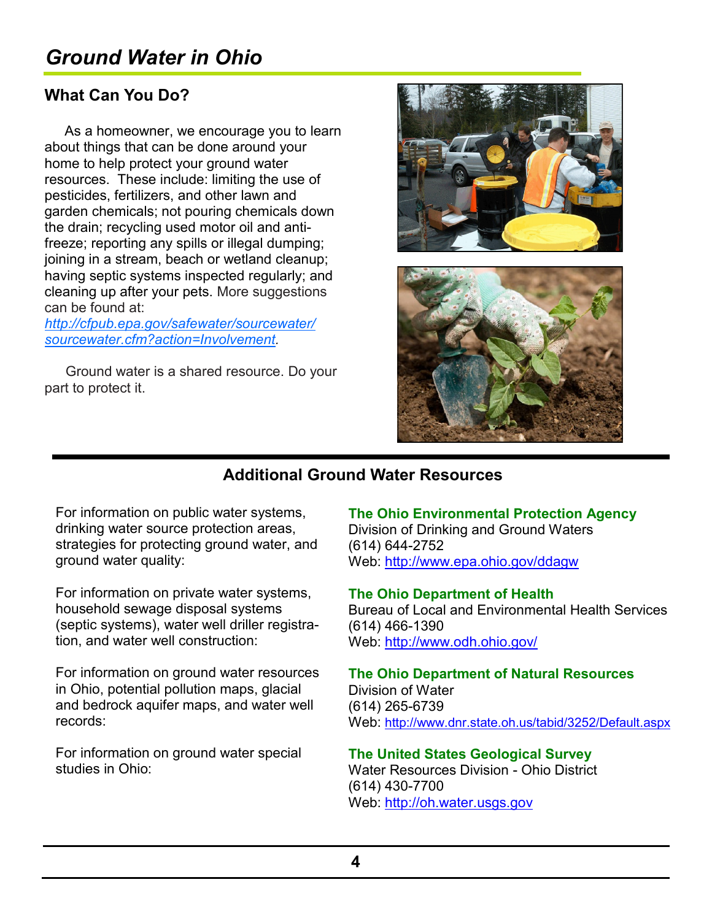# Ground Water in Ohio

## What Can You Do?

As a homeowner, we encourage you to learn about things that can be done around your home to help protect your ground water resources. These include: limiting the use of pesticides, fertilizers, and other lawn and garden chemicals; not pouring chemicals down the drain; recycling used motor oil and anti-freeze; reporting any spills or illegal dumping; joining in a stream, beach or wetland cleanup; having septic systems inspected regularly; and cleaning up after your pets. More suggestions can be found at: *http://cfpub.epa.gov/safewater/sourcewater/sourcewater.cfm?action=Involvement*.

Ground water is a shared resource. Do your part to protect it.

## Additional Ground Water Resources

For information on public water systems, drinking water source protection areas, strategies for protecting ground water, and ground water quality:

**The Ohio Environmental Protection Agency**
Division of Drinking and Ground Waters
(614) 644-2752
Web: http://www.epa.ohio.gov/ddagw

For information on private water systems, household sewage disposal systems (septic systems), water well driller registration, and water well construction:

**The Ohio Department of Health**
Bureau of Local and Environmental Health Services
(614) 466-1390
Web: http://www.odh.ohio.gov/

For information on ground water resources in Ohio, potential pollution maps, glacial and bedrock aquifer maps, and water well records:

**The Ohio Department of Natural Resources**
Division of Water
(614) 265-6739
Web: http://www.dnr.state.oh.us/tabid/3252/Default.aspx

For information on ground water special studies in Ohio:

**The United States Geological Survey**
Water Resources Division - Ohio District
(614) 430-7700
Web: http://oh.water.usgs.gov